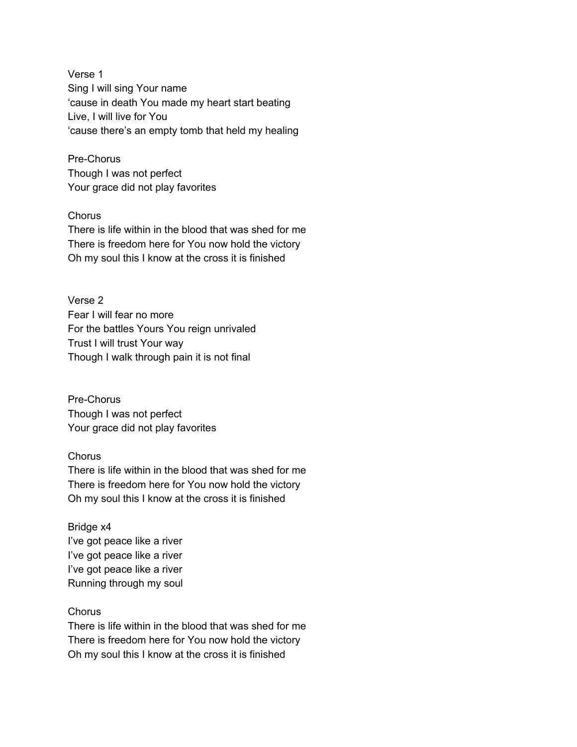Verse 1
Sing I will sing Your name
‘cause in death You made my heart start beating
Live, I will live for You
‘cause there’s an empty tomb that held my healing

Pre-Chorus
Though I was not perfect
Your grace did not play favorites

Chorus
There is life within in the blood that was shed for me
There is freedom here for You now hold the victory
Oh my soul this I know at the cross it is finished

Verse 2
Fear I will fear no more
For the battles Yours You reign unrivaled
Trust I will trust Your way
Though I walk through pain it is not final

Pre-Chorus
Though I was not perfect
Your grace did not play favorites

Chorus
There is life within in the blood that was shed for me
There is freedom here for You now hold the victory
Oh my soul this I know at the cross it is finished

Bridge x4
I’ve got peace like a river
I’ve got peace like a river
I’ve got peace like a river
Running through my soul

Chorus
There is life within in the blood that was shed for me
There is freedom here for You now hold the victory
Oh my soul this I know at the cross it is finished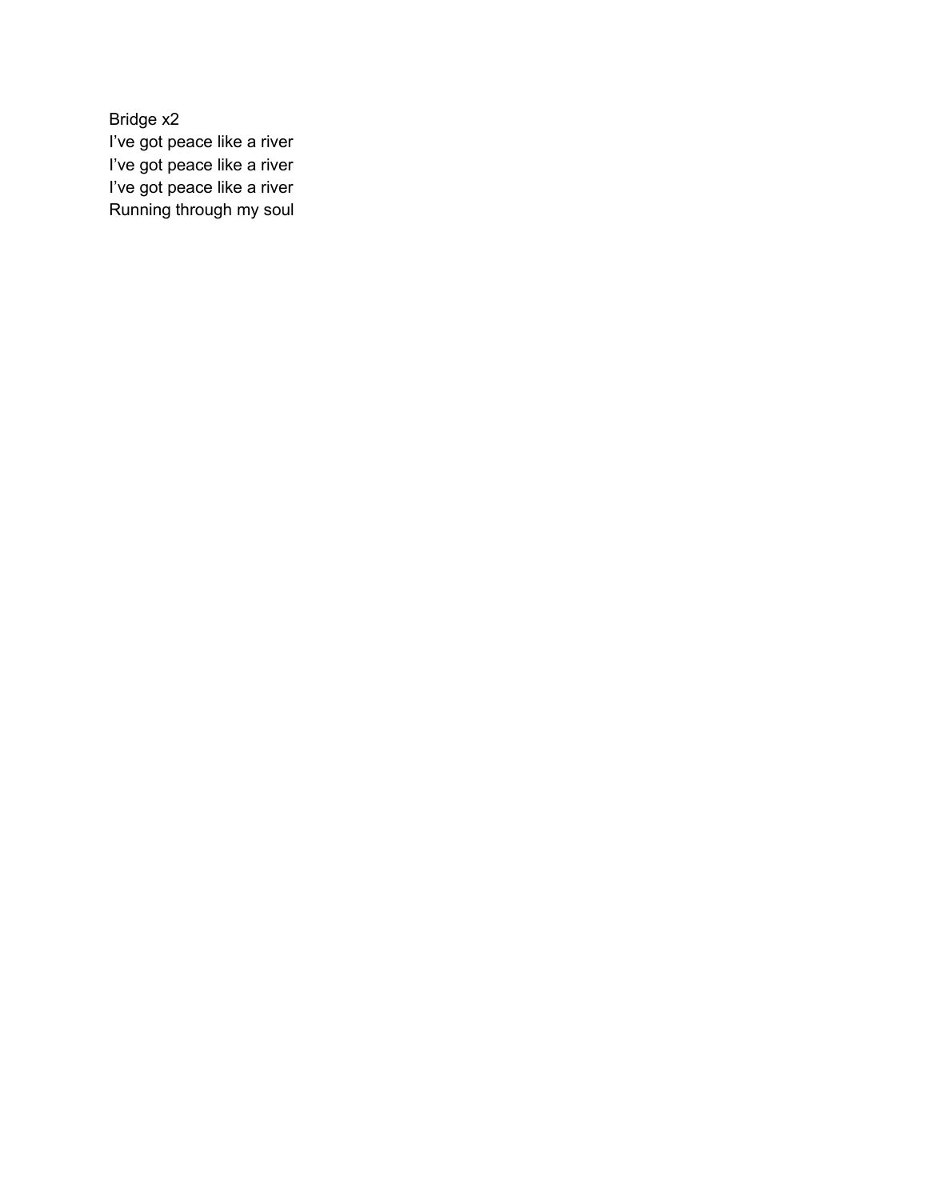Bridge x2
I've got peace like a river
I've got peace like a river
I've got peace like a river
Running through my soul